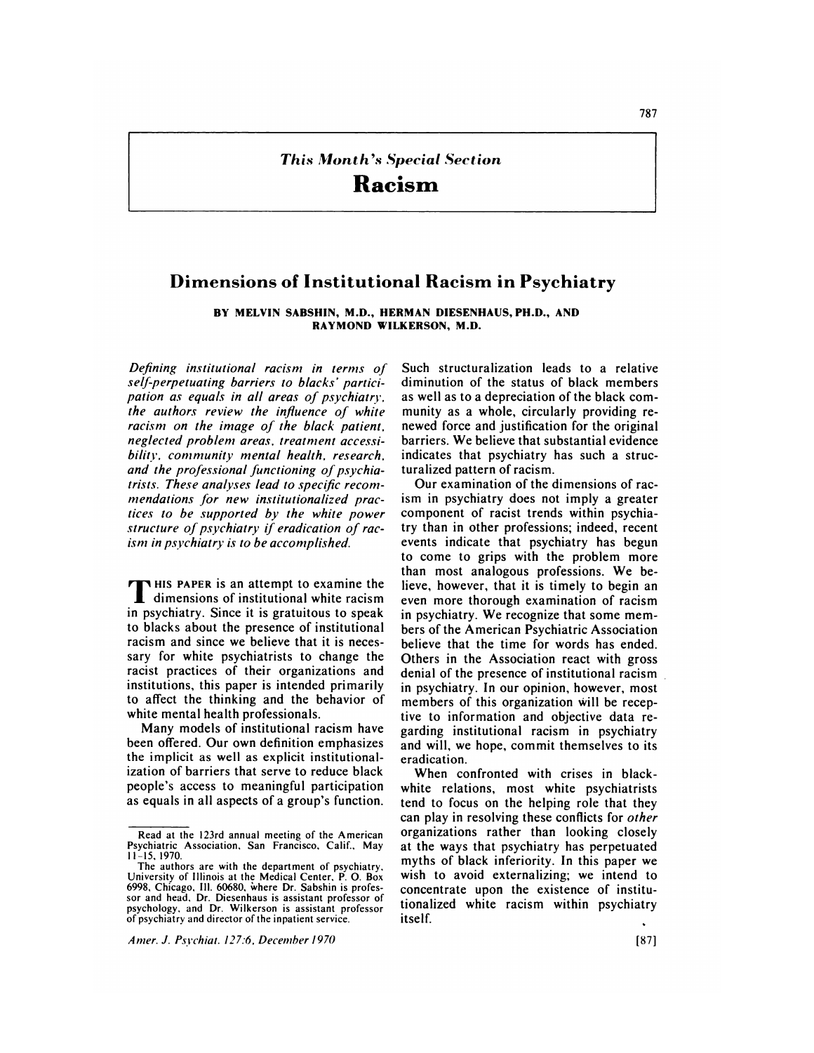*This Month's Special Section*

# Racism

## Dimensions of Institutional Racism in Psychiatry

BY MELVIN SABSHIN, M.D., HERMAN DIESENHAUS, PH.D., AND RAYMOND WILKERSON, M.D.

*Defining institutional racism in terms of self-perpetuating barriers to blacks' participation as equals in all areas of psychiatry, the authors review the influence of white racism on the image of the black patient, neglected problem areas, treatment accessibility, community mental health, research, and the professional functioning of psychiatrists. These analyses lead to specific recommendations for new institutionalized practices to be supported by the white power structure of psychiatry if eradication of racism in psychiatry is to be accomplished.*

THIS PAPER is an attempt to examine the dimensions of institutional white racism in psychiatry. Since it is gratuitous to speak to blacks about the presence of institutional racism and since we believe that it is necessary for white psychiatrists to change the racist practices of their organizations and institutions, this paper is intended primarily to affect the thinking and the behavior of white mental health professionals.

Many models of institutional racism have been offered. Our own definition emphasizes the implicit as well as explicit institutionalization of barriers that serve to reduce black people's access to meaningful participation as equals in all aspects of a group's function. Such structuralization leads to a relative diminution of the status of black members as well as to a depreciation of the black community as a whole, circularly providing renewed force and justification for the original barriers. We believe that substantial evidence indicates that psychiatry has such a structuralized pattern of racism.

Our examination of the dimensions of racism in psychiatry does not imply a greater component of racist trends within psychiatry than in other professions; indeed, recent events indicate that psychiatry has begun to come to grips with the problem more than most analogous professions. We believe, however, that it is timely to begin an even more thorough examination of racism in psychiatry. We recognize that some members of the American Psychiatric Association believe that the time for words has ended. Others in the Association react with gross denial of the presence of institutional racism in psychiatry. In our opinion, however, most members of this organization will be receptive to information and objective data regarding institutional racism in psychiatry and will, we hope, commit themselves to its eradication.

When confronted with crises in black-white relations, most white psychiatrists tend to focus on the helping role that they can play in resolving these conflicts for *other* organizations rather than looking closely at the ways that psychiatry has perpetuated myths of black inferiority. In this paper we wish to avoid externalizing; we intend to concentrate upon the existence of institutionalized white racism within psychiatry itself.

---

Read at the 123rd annual meeting of the American Psychiatric Association, San Francisco, Calif., May 11-15, 1970.

The authors are with the department of psychiatry, University of Illinois at the Medical Center, P. O. Box 6998, Chicago, Ill. 60680, where Dr. Sabshin is professor and head, Dr. Diesenhaus is assistant professor of psychology, and Dr. Wilkerson is assistant professor of psychiatry and director of the inpatient service.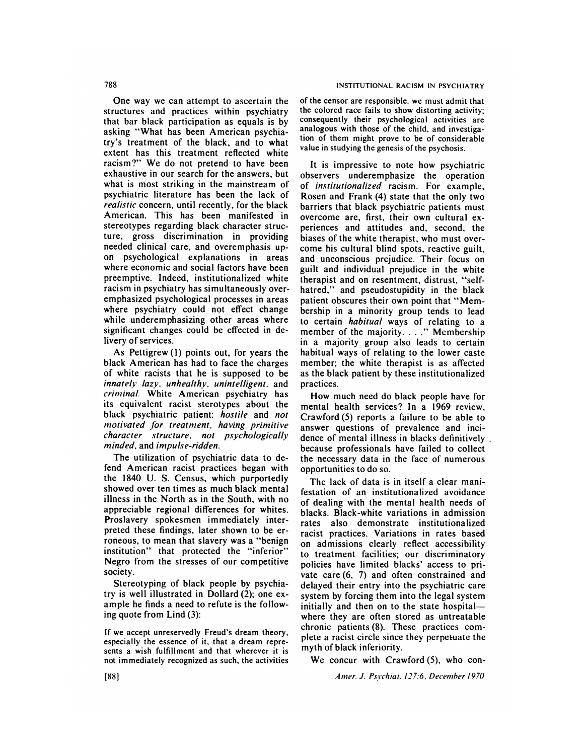One way we can attempt to ascertain the structures and practices within psychiatry that bar black participation as equals is by asking "What has been American psychiatry's treatment of the black, and to what extent has this treatment reflected white racism?" We do not pretend to have been exhaustive in our search for the answers, but what is most striking in the mainstream of psychiatric literature has been the lack of *realistic* concern, until recently, for the black American. This has been manifested in stereotypes regarding black character structure, gross discrimination in providing needed clinical care, and overemphasis upon psychological explanations in areas where economic and social factors have been preemptive. Indeed, institutionalized white racism in psychiatry has simultaneously overemphasized psychological processes in areas where psychiatry could not effect change while underemphasizing other areas where significant changes could be effected in delivery of services.

As Pettigrew (1) points out, for years the black American has had to face the charges of white racists that he is supposed to be *innately lazy, unhealthy, unintelligent,* and *criminal.* White American psychiatry has its equivalent racist sterotypes about the black psychiatric patient: *hostile* and *not motivated for treatment, having primitive character structure, not psychologically minded,* and *impulse-ridden.*

The utilization of psychiatric data to defend American racist practices began with the 1840 U. S. Census, which purportedly showed over ten times as much black mental illness in the North as in the South, with no appreciable regional differences for whites. Proslavery spokesmen immediately interpreted these findings, later shown to be erroneous, to mean that slavery was a "benign institution" that protected the "inferior" Negro from the stresses of our competitive society.

Stereotyping of black people by psychiatry is well illustrated in Dollard (2); one example he finds a need to refute is the following quote from Lind (3):

> If we accept unreservedly Freud's dream theory, especially the essence of it, that a dream represents a wish fulfillment and that wherever it is not immediately recognized as such, the activities of the censor are responsible, we must admit that the colored race fails to show distorting activity; consequently their psychological activities are analogous with those of the child, and investigation of them might prove to be of considerable value in studying the genesis of the psychosis.

It is impressive to note how psychiatric observers underemphasize the operation of *institutionalized* racism. For example, Rosen and Frank (4) state that the only two barriers that black psychiatric patients must overcome are, first, their own cultural experiences and attitudes and, second, the biases of the white therapist, who must overcome his cultural blind spots, reactive guilt, and unconscious prejudice. Their focus on guilt and individual prejudice in the white therapist and on resentment, distrust, "self-hatred," and pseudostupidity in the black patient obscures their own point that "Membership in a minority group tends to lead to certain *habitual* ways of relating to a member of the majority. . . ." Membership in a majority group also leads to certain habitual ways of relating to the lower caste member; the white therapist is as affected as the black patient by these institutionalized practices.

How much need do black people have for mental health services? In a 1969 review, Crawford (5) reports a failure to be able to answer questions of prevalence and incidence of mental illness in blacks definitively because professionals have failed to collect the necessary data in the face of numerous opportunities to do so.

The lack of data is in itself a clear manifestation of an institutionalized avoidance of dealing with the mental health needs of blacks. Black-white variations in admission rates also demonstrate institutionalized racist practices. Variations in rates based on admissions clearly reflect accessibility to treatment facilities; our discriminatory policies have limited blacks' access to private care (6, 7) and often constrained and delayed their entry into the psychiatric care system by forcing them into the legal system initially and then on to the state hospital—where they are often stored as untreatable chronic patients (8). These practices complete a racist circle since they perpetuate the myth of black inferiority.

We concur with Crawford (5), who con-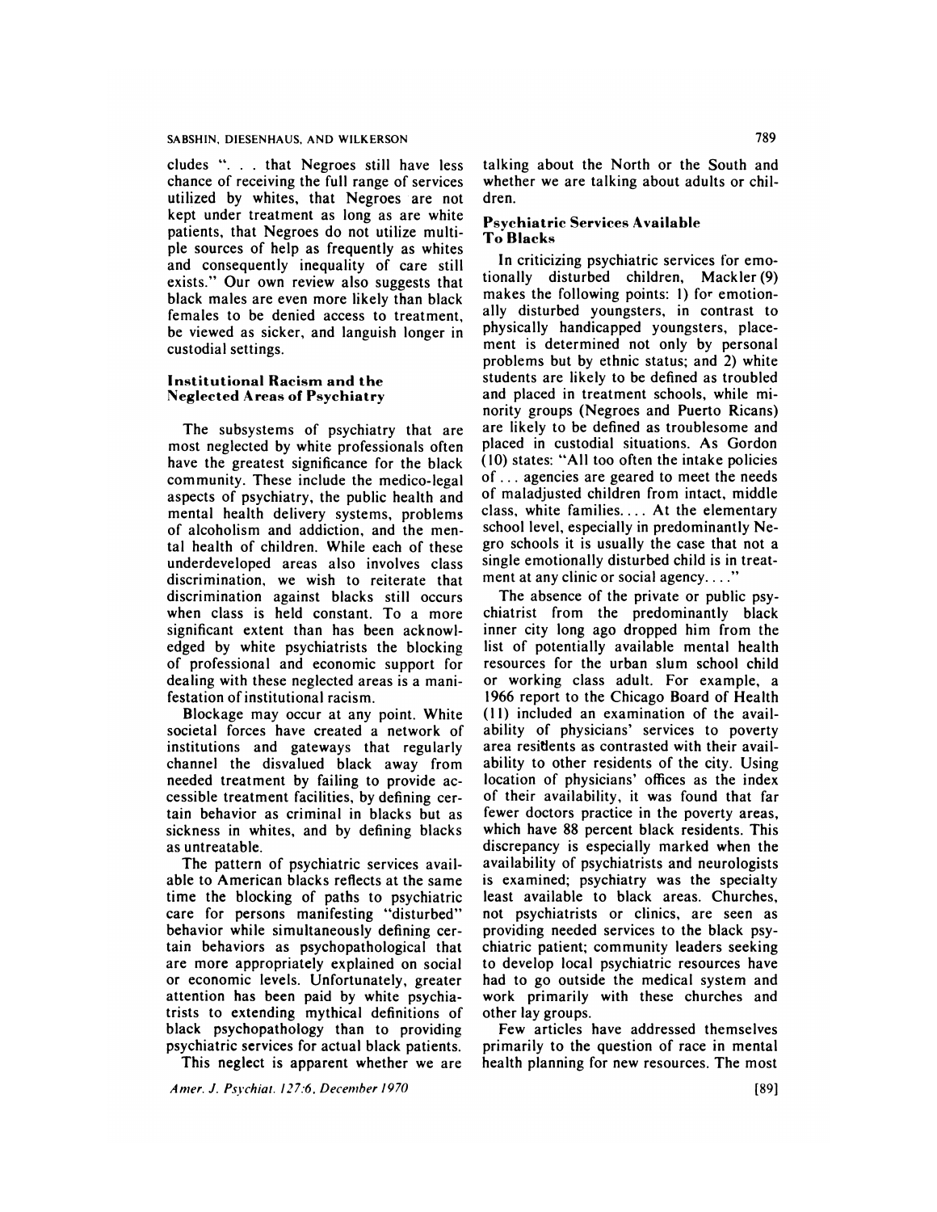cludes ". . . that Negroes still have less chance of receiving the full range of services utilized by whites, that Negroes are not kept under treatment as long as are white patients, that Negroes do not utilize multiple sources of help as frequently as whites and consequently inequality of care still exists." Our own review also suggests that black males are even more likely than black females to be denied access to treatment, be viewed as sicker, and languish longer in custodial settings.

### Institutional Racism and the Neglected Areas of Psychiatry

The subsystems of psychiatry that are most neglected by white professionals often have the greatest significance for the black community. These include the medico-legal aspects of psychiatry, the public health and mental health delivery systems, problems of alcoholism and addiction, and the mental health of children. While each of these underdeveloped areas also involves class discrimination, we wish to reiterate that discrimination against blacks still occurs when class is held constant. To a more significant extent than has been acknowledged by white psychiatrists the blocking of professional and economic support for dealing with these neglected areas is a manifestation of institutional racism.

Blockage may occur at any point. White societal forces have created a network of institutions and gateways that regularly channel the disvalued black away from needed treatment by failing to provide accessible treatment facilities, by defining certain behavior as criminal in blacks but as sickness in whites, and by defining blacks as untreatable.

The pattern of psychiatric services available to American blacks reflects at the same time the blocking of paths to psychiatric care for persons manifesting "disturbed" behavior while simultaneously defining certain behaviors as psychopathological that are more appropriately explained on social or economic levels. Unfortunately, greater attention has been paid by white psychiatrists to extending mythical definitions of black psychopathology than to providing psychiatric services for actual black patients.

This neglect is apparent whether we are talking about the North or the South and whether we are talking about adults or children.

### Psychiatric Services Available To Blacks

In criticizing psychiatric services for emotionally disturbed children, Mackler (9) makes the following points: 1) for emotionally disturbed youngsters, in contrast to physically handicapped youngsters, placement is determined not only by personal problems but by ethnic status; and 2) white students are likely to be defined as troubled and placed in treatment schools, while minority groups (Negroes and Puerto Ricans) are likely to be defined as troublesome and placed in custodial situations. As Gordon (10) states: "All too often the intake policies of . . . agencies are geared to meet the needs of maladjusted children from intact, middle class, white families. . . . At the elementary school level, especially in predominantly Negro schools it is usually the case that not a single emotionally disturbed child is in treatment at any clinic or social agency. . . ."

The absence of the private or public psychiatrist from the predominantly black inner city long ago dropped him from the list of potentially available mental health resources for the urban slum school child or working class adult. For example, a 1966 report to the Chicago Board of Health (11) included an examination of the availability of physicians' services to poverty area residents as contrasted with their availability to other residents of the city. Using location of physicians' offices as the index of their availability, it was found that far fewer doctors practice in the poverty areas, which have 88 percent black residents. This discrepancy is especially marked when the availability of psychiatrists and neurologists is examined; psychiatry was the specialty least available to black areas. Churches, not psychiatrists or clinics, are seen as providing needed services to the black psychiatric patient; community leaders seeking to develop local psychiatric resources have had to go outside the medical system and work primarily with these churches and other lay groups.

Few articles have addressed themselves primarily to the question of race in mental health planning for new resources. The most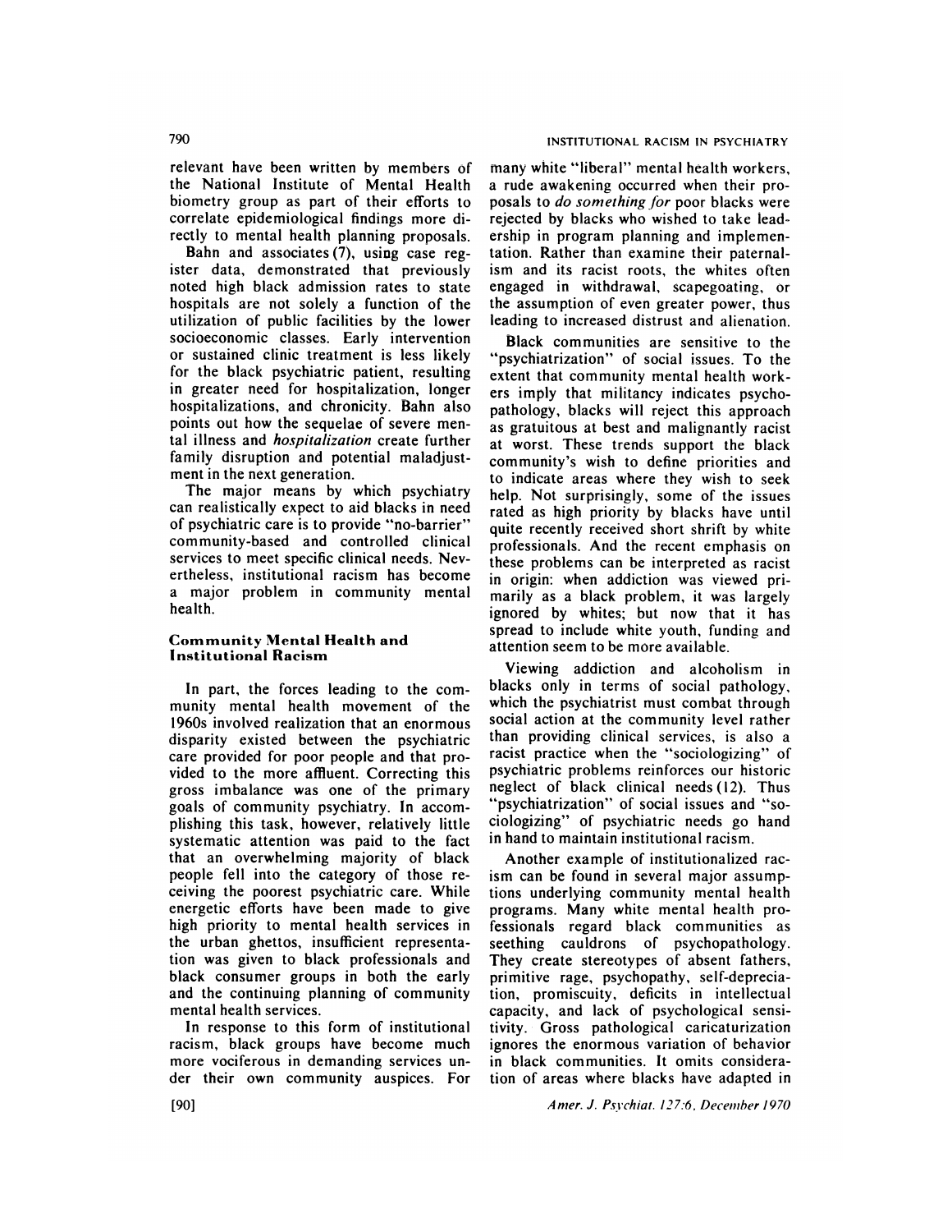relevant have been written by members of the National Institute of Mental Health biometry group as part of their efforts to correlate epidemiological findings more directly to mental health planning proposals.

Bahn and associates (7), using case register data, demonstrated that previously noted high black admission rates to state hospitals are not solely a function of the utilization of public facilities by the lower socioeconomic classes. Early intervention or sustained clinic treatment is less likely for the black psychiatric patient, resulting in greater need for hospitalization, longer hospitalizations, and chronicity. Bahn also points out how the sequelae of severe mental illness and *hospitalization* create further family disruption and potential maladjustment in the next generation.

The major means by which psychiatry can realistically expect to aid blacks in need of psychiatric care is to provide "no-barrier" community-based and controlled clinical services to meet specific clinical needs. Nevertheless, institutional racism has become a major problem in community mental health.

### Community Mental Health and Institutional Racism

In part, the forces leading to the community mental health movement of the 1960s involved realization that an enormous disparity existed between the psychiatric care provided for poor people and that provided to the more affluent. Correcting this gross imbalance was one of the primary goals of community psychiatry. In accomplishing this task, however, relatively little systematic attention was paid to the fact that an overwhelming majority of black people fell into the category of those receiving the poorest psychiatric care. While energetic efforts have been made to give high priority to mental health services in the urban ghettos, insufficient representation was given to black professionals and black consumer groups in both the early and the continuing planning of community mental health services.

In response to this form of institutional racism, black groups have become much more vociferous in demanding services under their own community auspices. For many white "liberal" mental health workers, a rude awakening occurred when their proposals to *do something for* poor blacks were rejected by blacks who wished to take leadership in program planning and implementation. Rather than examine their paternalism and its racist roots, the whites often engaged in withdrawal, scapegoating, or the assumption of even greater power, thus leading to increased distrust and alienation.

Black communities are sensitive to the "psychiatrization" of social issues. To the extent that community mental health workers imply that militancy indicates psychopathology, blacks will reject this approach as gratuitous at best and malignantly racist at worst. These trends support the black community's wish to define priorities and to indicate areas where they wish to seek help. Not surprisingly, some of the issues rated as high priority by blacks have until quite recently received short shrift by white professionals. And the recent emphasis on these problems can be interpreted as racist in origin: when addiction was viewed primarily as a black problem, it was largely ignored by whites; but now that it has spread to include white youth, funding and attention seem to be more available.

Viewing addiction and alcoholism in blacks only in terms of social pathology, which the psychiatrist must combat through social action at the community level rather than providing clinical services, is also a racist practice when the "sociologizing" of psychiatric problems reinforces our historic neglect of black clinical needs (12). Thus "psychiatrization" of social issues and "sociologizing" of psychiatric needs go hand in hand to maintain institutional racism.

Another example of institutionalized racism can be found in several major assumptions underlying community mental health programs. Many white mental health professionals regard black communities as seething cauldrons of psychopathology. They create stereotypes of absent fathers, primitive rage, psychopathy, self-depreciation, promiscuity, deficits in intellectual capacity, and lack of psychological sensitivity. Gross pathological caricaturization ignores the enormous variation of behavior in black communities. It omits consideration of areas where blacks have adapted in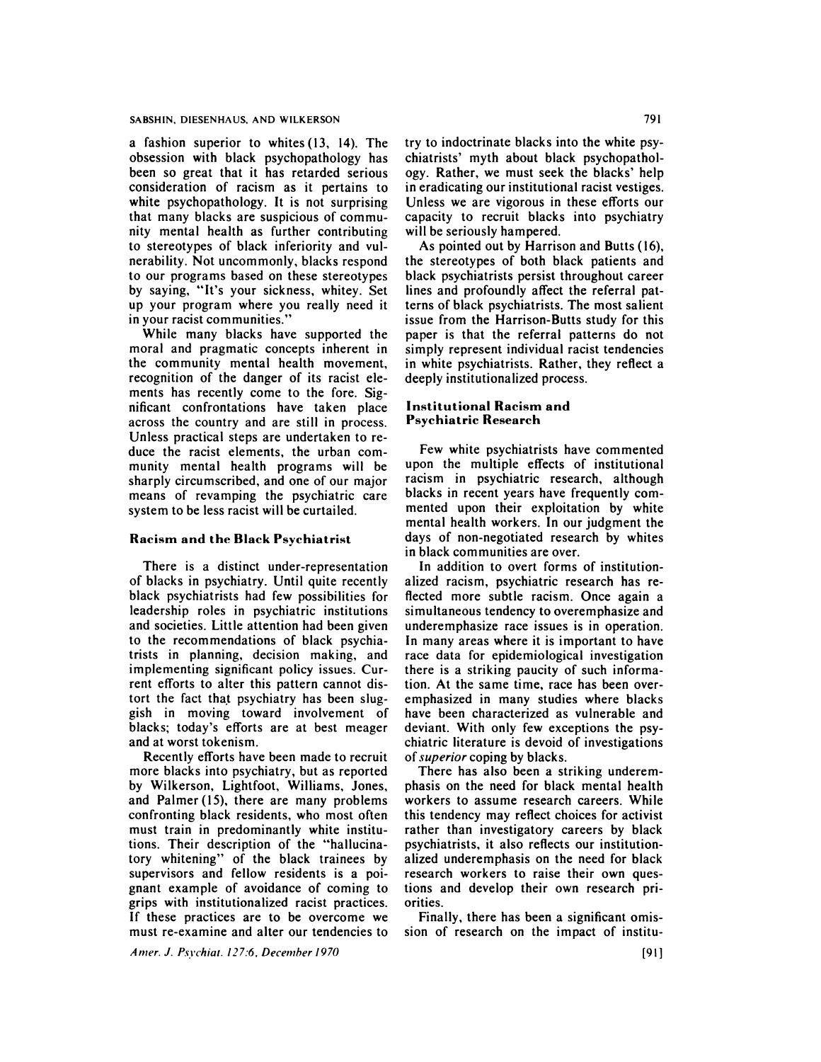a fashion superior to whites (13, 14). The obsession with black psychopathology has been so great that it has retarded serious consideration of racism as it pertains to white psychopathology. It is not surprising that many blacks are suspicious of community mental health as further contributing to stereotypes of black inferiority and vulnerability. Not uncommonly, blacks respond to our programs based on these stereotypes by saying, "It's your sickness, whitey. Set up your program where you really need it in your racist communities."

While many blacks have supported the moral and pragmatic concepts inherent in the community mental health movement, recognition of the danger of its racist elements has recently come to the fore. Significant confrontations have taken place across the country and are still in process. Unless practical steps are undertaken to reduce the racist elements, the urban community mental health programs will be sharply circumscribed, and one of our major means of revamping the psychiatric care system to be less racist will be curtailed.

### Racism and the Black Psychiatrist

There is a distinct under-representation of blacks in psychiatry. Until quite recently black psychiatrists had few possibilities for leadership roles in psychiatric institutions and societies. Little attention had been given to the recommendations of black psychiatrists in planning, decision making, and implementing significant policy issues. Current efforts to alter this pattern cannot distort the fact that psychiatry has been sluggish in moving toward involvement of blacks; today's efforts are at best meager and at worst tokenism.

Recently efforts have been made to recruit more blacks into psychiatry, but as reported by Wilkerson, Lightfoot, Williams, Jones, and Palmer (15), there are many problems confronting black residents, who most often must train in predominantly white institutions. Their description of the "hallucinatory whitening" of the black trainees by supervisors and fellow residents is a poignant example of avoidance of coming to grips with institutionalized racist practices. If these practices are to be overcome we must re-examine and alter our tendencies to try to indoctrinate blacks into the white psychiatrists' myth about black psychopathology. Rather, we must seek the blacks' help in eradicating our institutional racist vestiges. Unless we are vigorous in these efforts our capacity to recruit blacks into psychiatry will be seriously hampered.

As pointed out by Harrison and Butts (16), the stereotypes of both black patients and black psychiatrists persist throughout career lines and profoundly affect the referral patterns of black psychiatrists. The most salient issue from the Harrison-Butts study for this paper is that the referral patterns do not simply represent individual racist tendencies in white psychiatrists. Rather, they reflect a deeply institutionalized process.

### Institutional Racism and Psychiatric Research

Few white psychiatrists have commented upon the multiple effects of institutional racism in psychiatric research, although blacks in recent years have frequently commented upon their exploitation by white mental health workers. In our judgment the days of non-negotiated research by whites in black communities are over.

In addition to overt forms of institutionalized racism, psychiatric research has reflected more subtle racism. Once again a simultaneous tendency to overemphasize and underemphasize race issues is in operation. In many areas where it is important to have race data for epidemiological investigation there is a striking paucity of such information. At the same time, race has been overemphasized in many studies where blacks have been characterized as vulnerable and deviant. With only few exceptions the psychiatric literature is devoid of investigations of *superior* coping by blacks.

There has also been a striking underemphasis on the need for black mental health workers to assume research careers. While this tendency may reflect choices for activist rather than investigatory careers by black psychiatrists, it also reflects our institutionalized underemphasis on the need for black research workers to raise their own questions and develop their own research priorities.

Finally, there has been a significant omission of research on the impact of institu-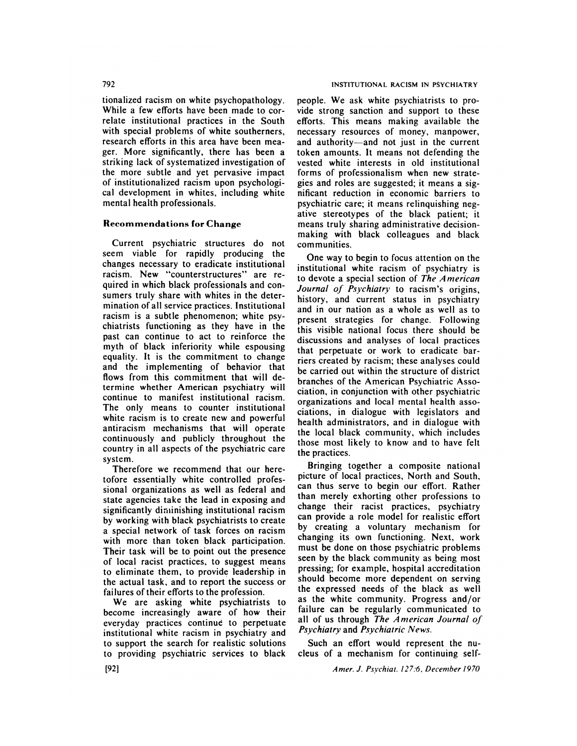tionalized racism on white psychopathology. While a few efforts have been made to correlate institutional practices in the South with special problems of white southerners, research efforts in this area have been meager. More significantly, there has been a striking lack of systematized investigation of the more subtle and yet pervasive impact of institutionalized racism upon psychological development in whites, including white mental health professionals.

### Recommendations for Change

Current psychiatric structures do not seem viable for rapidly producing the changes necessary to eradicate institutional racism. New "counterstructures" are required in which black professionals and consumers truly share with whites in the determination of all service practices. Institutional racism is a subtle phenomenon; white psychiatrists functioning as they have in the past can continue to act to reinforce the myth of black inferiority while espousing equality. It is the commitment to change and the implementing of behavior that flows from this commitment that will determine whether American psychiatry will continue to manifest institutional racism. The only means to counter institutional white racism is to create new and powerful antiracism mechanisms that will operate continuously and publicly throughout the country in all aspects of the psychiatric care system.

Therefore we recommend that our heretofore essentially white controlled professional organizations as well as federal and state agencies take the lead in exposing and significantly diminishing institutional racism by working with black psychiatrists to create a special network of task forces on racism with more than token black participation. Their task will be to point out the presence of local racist practices, to suggest means to eliminate them, to provide leadership in the actual task, and to report the success or failures of their efforts to the profession.

We are asking white psychiatrists to become increasingly aware of how their everyday practices continue to perpetuate institutional white racism in psychiatry and to support the search for realistic solutions to providing psychiatric services to black people. We ask white psychiatrists to provide strong sanction and support to these efforts. This means making available the necessary resources of money, manpower, and authority—and not just in the current token amounts. It means not defending the vested white interests in old institutional forms of professionalism when new strategies and roles are suggested; it means a significant reduction in economic barriers to psychiatric care; it means relinquishing negative stereotypes of the black patient; it means truly sharing administrative decision-making with black colleagues and black communities.

One way to begin to focus attention on the institutional white racism of psychiatry is to devote a special section of *The American Journal of Psychiatry* to racism's origins, history, and current status in psychiatry and in our nation as a whole as well as to present strategies for change. Following this visible national focus there should be discussions and analyses of local practices that perpetuate or work to eradicate barriers created by racism; these analyses could be carried out within the structure of district branches of the American Psychiatric Association, in conjunction with other psychiatric organizations and local mental health associations, in dialogue with legislators and health administrators, and in dialogue with the local black community, which includes those most likely to know and to have felt the practices.

Bringing together a composite national picture of local practices, North and South, can thus serve to begin our effort. Rather than merely exhorting other professions to change their racist practices, psychiatry can provide a role model for realistic effort by creating a voluntary mechanism for changing its own functioning. Next, work must be done on those psychiatric problems seen by the black community as being most pressing; for example, hospital accreditation should become more dependent on serving the expressed needs of the black as well as the white community. Progress and/or failure can be regularly communicated to all of us through *The American Journal of Psychiatry* and *Psychiatric News*.

Such an effort would represent the nucleus of a mechanism for continuing self-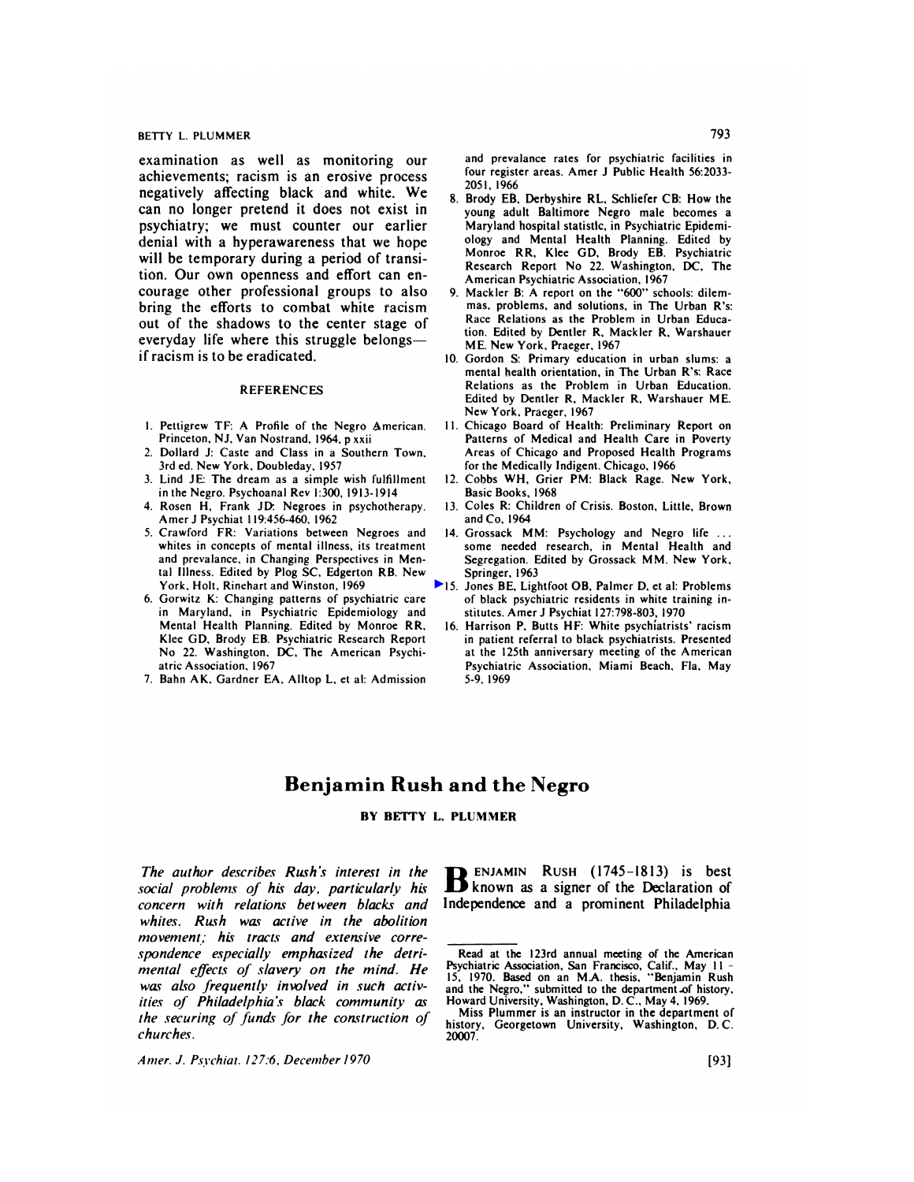examination as well as monitoring our achievements; racism is an erosive process negatively affecting black and white. We can no longer pretend it does not exist in psychiatry; we must counter our earlier denial with a hyperawareness that we hope will be temporary during a period of transition. Our own openness and effort can encourage other professional groups to also bring the efforts to combat white racism out of the shadows to the center stage of everyday life where this struggle belongs—if racism is to be eradicated.

### REFERENCES

1. Pettigrew TF: A Profile of the Negro American. Princeton, NJ, Van Nostrand, 1964, p xxii
2. Dollard J: Caste and Class in a Southern Town, 3rd ed. New York, Doubleday, 1957
3. Lind JE: The dream as a simple wish fulfillment in the Negro. Psychoanal Rev 1:300, 1913-1914
4. Rosen H, Frank JD: Negroes in psychotherapy. Amer J Psychiat 119:456-460, 1962
5. Crawford FR: Variations between Negroes and whites in concepts of mental illness, its treatment and prevalance, in Changing Perspectives in Mental Illness. Edited by Plog SC, Edgerton RB. New York, Holt, Rinehart and Winston, 1969
6. Gorwitz K: Changing patterns of psychiatric care in Maryland, in Psychiatric Epidemiology and Mental Health Planning. Edited by Monroe RR, Klee GD, Brody EB. Psychiatric Research Report No 22. Washington, DC, The American Psychiatric Association, 1967
7. Bahn AK, Gardner EA, Alltop L, et al: Admission and prevalance rates for psychiatric facilities in four register areas. Amer J Public Health 56:2033-2051, 1966
8. Brody EB, Derbyshire RL, Schliefer CB: How the young adult Baltimore Negro male becomes a Maryland hospital statistlc, in Psychiatric Epidemiology and Mental Health Planning. Edited by Monroe RR, Klee GD, Brody EB. Psychiatric Research Report No 22. Washington, DC, The American Psychiatric Association, 1967
9. Mackler B: A report on the "600" schools: dilemmas, problems, and solutions, in The Urban R's: Race Relations as the Problem in Urban Education. Edited by Dentler R, Mackler R, Warshauer ME. New York, Praeger, 1967
10. Gordon S: Primary education in urban slums: a mental health orientation, in The Urban R's: Race Relations as the Problem in Urban Education. Edited by Dentler R, Mackler R, Warshauer ME. New York, Praeger, 1967
11. Chicago Board of Health: Preliminary Report on Patterns of Medical and Health Care in Poverty Areas of Chicago and Proposed Health Programs for the Medically Indigent. Chicago, 1966
12. Cobbs WH, Grier PM: Black Rage. New York, Basic Books, 1968
13. Coles R: Children of Crisis. Boston, Little, Brown and Co, 1964
14. Grossack MM: Psychology and Negro life ... some needed research, in Mental Health and Segregation. Edited by Grossack MM. New York, Springer, 1963
15. Jones BE, Lightfoot OB, Palmer D, et al: Problems of black psychiatric residents in white training institutes. Amer J Psychiat 127:798-803, 1970
16. Harrison P, Butts HF: White psychiatrists' racism in patient referral to black psychiatrists. Presented at the 125th anniversary meeting of the American Psychiatric Association, Miami Beach, Fla, May 5-9, 1969

# Benjamin Rush and the Negro

**BY BETTY L. PLUMMER**

*The author describes Rush's interest in the social problems of his day, particularly his concern with relations between blacks and whites. Rush was active in the abolition movement; his tracts and extensive correspondence especially emphasized the detrimental effects of slavery on the mind. He was also frequently involved in such activities of Philadelphia's black community as the securing of funds for the construction of churches.*

BENJAMIN RUSH (1745–1813) is best known as a signer of the Declaration of Independence and a prominent Philadelphia

Read at the 123rd annual meeting of the American Psychiatric Association, San Francisco, Calif., May 11 – 15, 1970. Based on an M.A. thesis, "Benjamin Rush and the Negro," submitted to the department of history, Howard University, Washington, D. C., May 4, 1969.

Miss Plummer is an instructor in the department of history, Georgetown University, Washington, D. C. 20007.